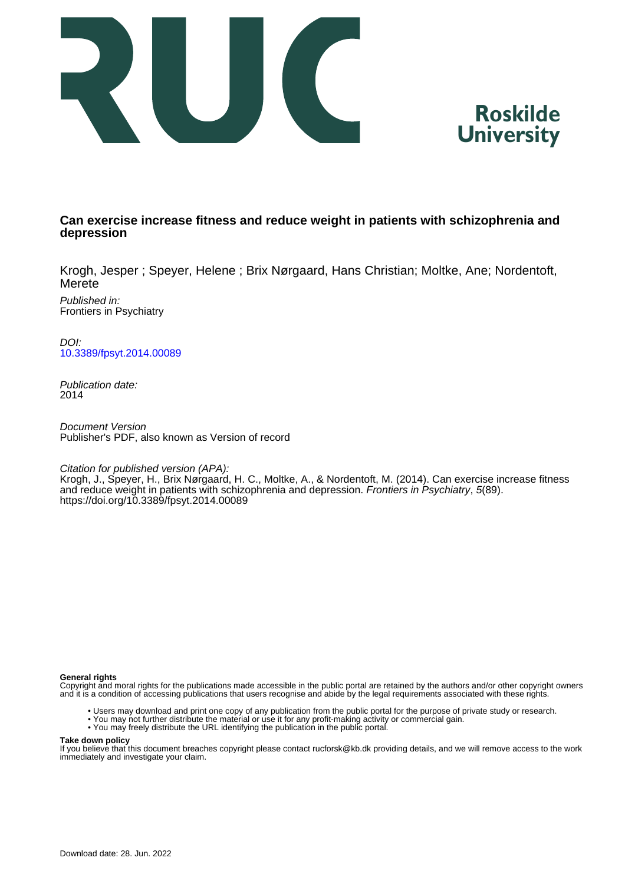Roskilde University

# Can exercise increase fitness and reduce weight in patients with schizophrenia and depression

Krogh, Jesper ; Speyer, Helene ; Brix Nørgaard, Hans Christian; Moltke, Ane; Nordentoft, Merete

*Published in:*
Frontiers in Psychiatry

*DOI:*
10.3389/fpsyt.2014.00089

*Publication date:*
2014

*Document Version*
Publisher's PDF, also known as Version of record

*Citation for published version (APA):*
Krogh, J., Speyer, H., Brix Nørgaard, H. C., Moltke, A., & Nordentoft, M. (2014). Can exercise increase fitness and reduce weight in patients with schizophrenia and depression. *Frontiers in Psychiatry*, *5*(89). https://doi.org/10.3389/fpsyt.2014.00089

**General rights**
Copyright and moral rights for the publications made accessible in the public portal are retained by the authors and/or other copyright owners and it is a condition of accessing publications that users recognise and abide by the legal requirements associated with these rights.

- Users may download and print one copy of any publication from the public portal for the purpose of private study or research.
- You may not further distribute the material or use it for any profit-making activity or commercial gain.
- You may freely distribute the URL identifying the publication in the public portal.

**Take down policy**
If you believe that this document breaches copyright please contact rucforsk@kb.dk providing details, and we will remove access to the work immediately and investigate your claim.

Download date: 28. Jun. 2022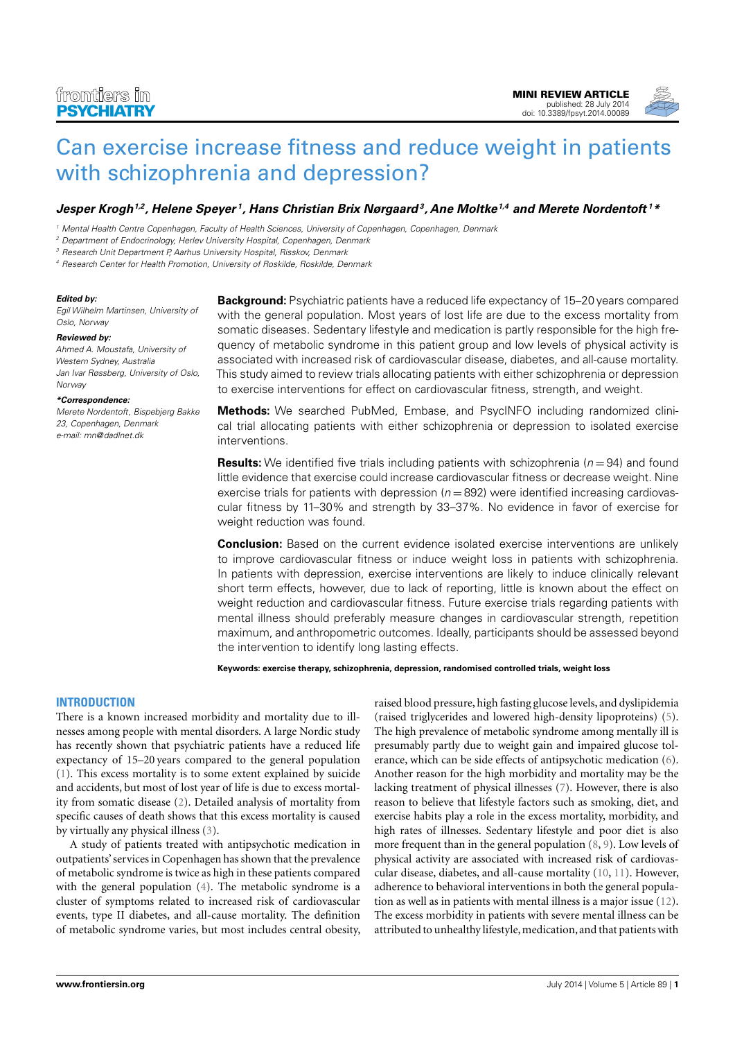# Can exercise increase fitness and reduce weight in patients with schizophrenia and depression?

***Jesper Krogh[1,2], Helene Speyer[1], Hans Christian Brix Nørgaard[3], Ane Moltke[1,4] and Merete Nordentoft[1]\****

[1] Mental Health Centre Copenhagen, Faculty of Health Sciences, University of Copenhagen, Copenhagen, Denmark
[2] Department of Endocrinology, Herlev University Hospital, Copenhagen, Denmark
[3] Research Unit Department P, Aarhus University Hospital, Risskov, Denmark
[4] Research Center for Health Promotion, University of Roskilde, Roskilde, Denmark

***Edited by:***
*Egil Wilhelm Martinsen, University of Oslo, Norway*

***Reviewed by:***
*Ahmed A. Moustafa, University of Western Sydney, Australia*
*Jan Ivar Røssberg, University of Oslo, Norway*

***\*Correspondence:***
*Merete Nordentoft, Bispebjerg Bakke 23, Copenhagen, Denmark*
*e-mail: mn@dadlnet.dk*

**Background:** Psychiatric patients have a reduced life expectancy of 15–20 years compared with the general population. Most years of lost life are due to the excess mortality from somatic diseases. Sedentary lifestyle and medication is partly responsible for the high frequency of metabolic syndrome in this patient group and low levels of physical activity is associated with increased risk of cardiovascular disease, diabetes, and all-cause mortality. This study aimed to review trials allocating patients with either schizophrenia or depression to exercise interventions for effect on cardiovascular fitness, strength, and weight.

**Methods:** We searched PubMed, Embase, and PsycINFO including randomized clinical trial allocating patients with either schizophrenia or depression to isolated exercise interventions.

**Results:** We identified five trials including patients with schizophrenia ($n = 94$) and found little evidence that exercise could increase cardiovascular fitness or decrease weight. Nine exercise trials for patients with depression ($n = 892$) were identified increasing cardiovascular fitness by 11–30% and strength by 33–37%. No evidence in favor of exercise for weight reduction was found.

**Conclusion:** Based on the current evidence isolated exercise interventions are unlikely to improve cardiovascular fitness or induce weight loss in patients with schizophrenia. In patients with depression, exercise interventions are likely to induce clinically relevant short term effects, however, due to lack of reporting, little is known about the effect on weight reduction and cardiovascular fitness. Future exercise trials regarding patients with mental illness should preferably measure changes in cardiovascular strength, repetition maximum, and anthropometric outcomes. Ideally, participants should be assessed beyond the intervention to identify long lasting effects.

**Keywords: exercise therapy, schizophrenia, depression, randomised controlled trials, weight loss**

## INTRODUCTION

There is a known increased morbidity and mortality due to illnesses among people with mental disorders. A large Nordic study has recently shown that psychiatric patients have a reduced life expectancy of 15–20 years compared to the general population (1). This excess mortality is to some extent explained by suicide and accidents, but most of lost year of life is due to excess mortality from somatic disease (2). Detailed analysis of mortality from specific causes of death shows that this excess mortality is caused by virtually any physical illness (3).

A study of patients treated with antipsychotic medication in outpatients' services in Copenhagen has shown that the prevalence of metabolic syndrome is twice as high in these patients compared with the general population (4). The metabolic syndrome is a cluster of symptoms related to increased risk of cardiovascular events, type II diabetes, and all-cause mortality. The definition of metabolic syndrome varies, but most includes central obesity, raised blood pressure, high fasting glucose levels, and dyslipidemia (raised triglycerides and lowered high-density lipoproteins) (5). The high prevalence of metabolic syndrome among mentally ill is presumably partly due to weight gain and impaired glucose tolerance, which can be side effects of antipsychotic medication (6). Another reason for the high morbidity and mortality may be the lacking treatment of physical illnesses (7). However, there is also reason to believe that lifestyle factors such as smoking, diet, and exercise habits play a role in the excess mortality, morbidity, and high rates of illnesses. Sedentary lifestyle and poor diet is also more frequent than in the general population (8, 9). Low levels of physical activity are associated with increased risk of cardiovascular disease, diabetes, and all-cause mortality (10, 11). However, adherence to behavioral interventions in both the general population as well as in patients with mental illness is a major issue (12). The excess morbidity in patients with severe mental illness can be attributed to unhealthy lifestyle, medication, and that patients with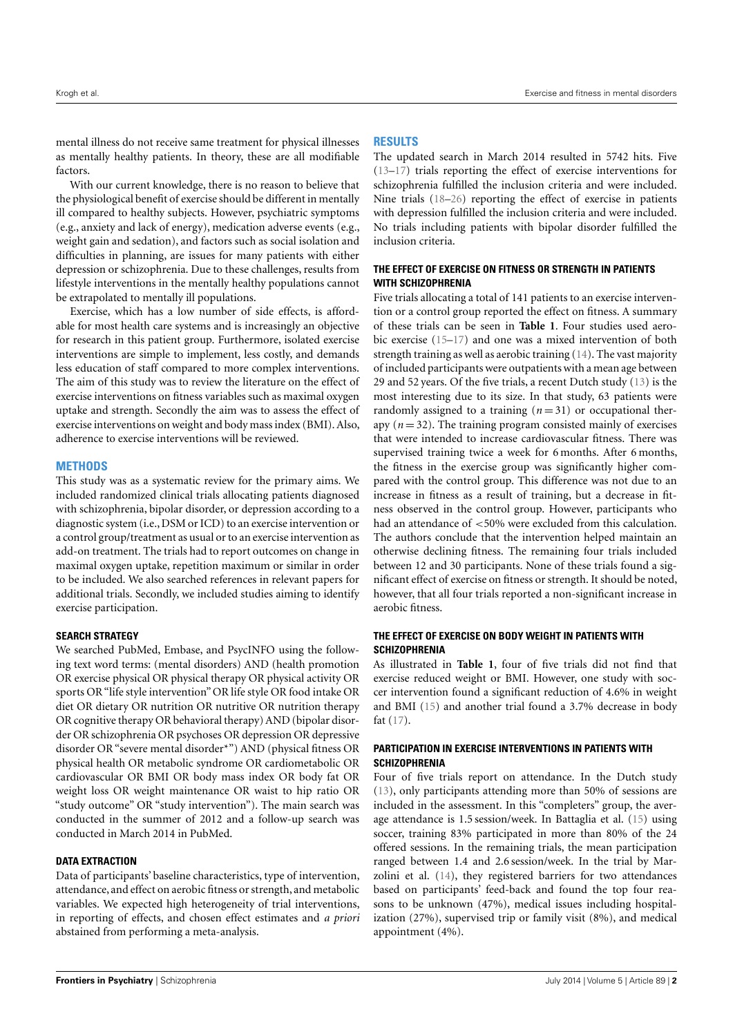mental illness do not receive same treatment for physical illnesses as mentally healthy patients. In theory, these are all modifiable factors.

With our current knowledge, there is no reason to believe that the physiological benefit of exercise should be different in mentally ill compared to healthy subjects. However, psychiatric symptoms (e.g., anxiety and lack of energy), medication adverse events (e.g., weight gain and sedation), and factors such as social isolation and difficulties in planning, are issues for many patients with either depression or schizophrenia. Due to these challenges, results from lifestyle interventions in the mentally healthy populations cannot be extrapolated to mentally ill populations.

Exercise, which has a low number of side effects, is affordable for most health care systems and is increasingly an objective for research in this patient group. Furthermore, isolated exercise interventions are simple to implement, less costly, and demands less education of staff compared to more complex interventions. The aim of this study was to review the literature on the effect of exercise interventions on fitness variables such as maximal oxygen uptake and strength. Secondly the aim was to assess the effect of exercise interventions on weight and body mass index (BMI). Also, adherence to exercise interventions will be reviewed.

## METHODS

This study was as a systematic review for the primary aims. We included randomized clinical trials allocating patients diagnosed with schizophrenia, bipolar disorder, or depression according to a diagnostic system (i.e., DSM or ICD) to an exercise intervention or a control group/treatment as usual or to an exercise intervention as add-on treatment. The trials had to report outcomes on change in maximal oxygen uptake, repetition maximum or similar in order to be included. We also searched references in relevant papers for additional trials. Secondly, we included studies aiming to identify exercise participation.

### SEARCH STRATEGY

We searched PubMed, Embase, and PsycINFO using the following text word terms: (mental disorders) AND (health promotion OR exercise physical OR physical therapy OR physical activity OR sports OR "life style intervention" OR life style OR food intake OR diet OR dietary OR nutrition OR nutritive OR nutrition therapy OR cognitive therapy OR behavioral therapy) AND (bipolar disorder OR schizophrenia OR psychoses OR depression OR depressive disorder OR "severe mental disorder*") AND (physical fitness OR physical health OR metabolic syndrome OR cardiometabolic OR cardiovascular OR BMI OR body mass index OR body fat OR weight loss OR weight maintenance OR waist to hip ratio OR "study outcome" OR "study intervention"). The main search was conducted in the summer of 2012 and a follow-up search was conducted in March 2014 in PubMed.

### DATA EXTRACTION

Data of participants' baseline characteristics, type of intervention, attendance, and effect on aerobic fitness or strength, and metabolic variables. We expected high heterogeneity of trial interventions, in reporting of effects, and chosen effect estimates and *a priori* abstained from performing a meta-analysis.

## RESULTS

The updated search in March 2014 resulted in 5742 hits. Five (13–17) trials reporting the effect of exercise interventions for schizophrenia fulfilled the inclusion criteria and were included. Nine trials (18–26) reporting the effect of exercise in patients with depression fulfilled the inclusion criteria and were included. No trials including patients with bipolar disorder fulfilled the inclusion criteria.

### THE EFFECT OF EXERCISE ON FITNESS OR STRENGTH IN PATIENTS WITH SCHIZOPHRENIA

Five trials allocating a total of 141 patients to an exercise intervention or a control group reported the effect on fitness. A summary of these trials can be seen in **Table 1**. Four studies used aerobic exercise (15–17) and one was a mixed intervention of both strength training as well as aerobic training (14). The vast majority of included participants were outpatients with a mean age between 29 and 52 years. Of the five trials, a recent Dutch study (13) is the most interesting due to its size. In that study, 63 patients were randomly assigned to a training ($n = 31$) or occupational therapy ($n = 32$). The training program consisted mainly of exercises that were intended to increase cardiovascular fitness. There was supervised training twice a week for 6 months. After 6 months, the fitness in the exercise group was significantly higher compared with the control group. This difference was not due to an increase in fitness as a result of training, but a decrease in fitness observed in the control group. However, participants who had an attendance of <50% were excluded from this calculation. The authors conclude that the intervention helped maintain an otherwise declining fitness. The remaining four trials included between 12 and 30 participants. None of these trials found a significant effect of exercise on fitness or strength. It should be noted, however, that all four trials reported a non-significant increase in aerobic fitness.

### THE EFFECT OF EXERCISE ON BODY WEIGHT IN PATIENTS WITH SCHIZOPHRENIA

As illustrated in **Table 1**, four of five trials did not find that exercise reduced weight or BMI. However, one study with soccer intervention found a significant reduction of 4.6% in weight and BMI (15) and another trial found a 3.7% decrease in body fat (17).

### PARTICIPATION IN EXERCISE INTERVENTIONS IN PATIENTS WITH SCHIZOPHRENIA

Four of five trials report on attendance. In the Dutch study (13), only participants attending more than 50% of sessions are included in the assessment. In this "completers" group, the average attendance is 1.5 session/week. In Battaglia et al. (15) using soccer, training 83% participated in more than 80% of the 24 offered sessions. In the remaining trials, the mean participation ranged between 1.4 and 2.6 session/week. In the trial by Marzolini et al. (14), they registered barriers for two attendances based on participants' feed-back and found the top four reasons to be unknown (47%), medical issues including hospitalization (27%), supervised trip or family visit (8%), and medical appointment (4%).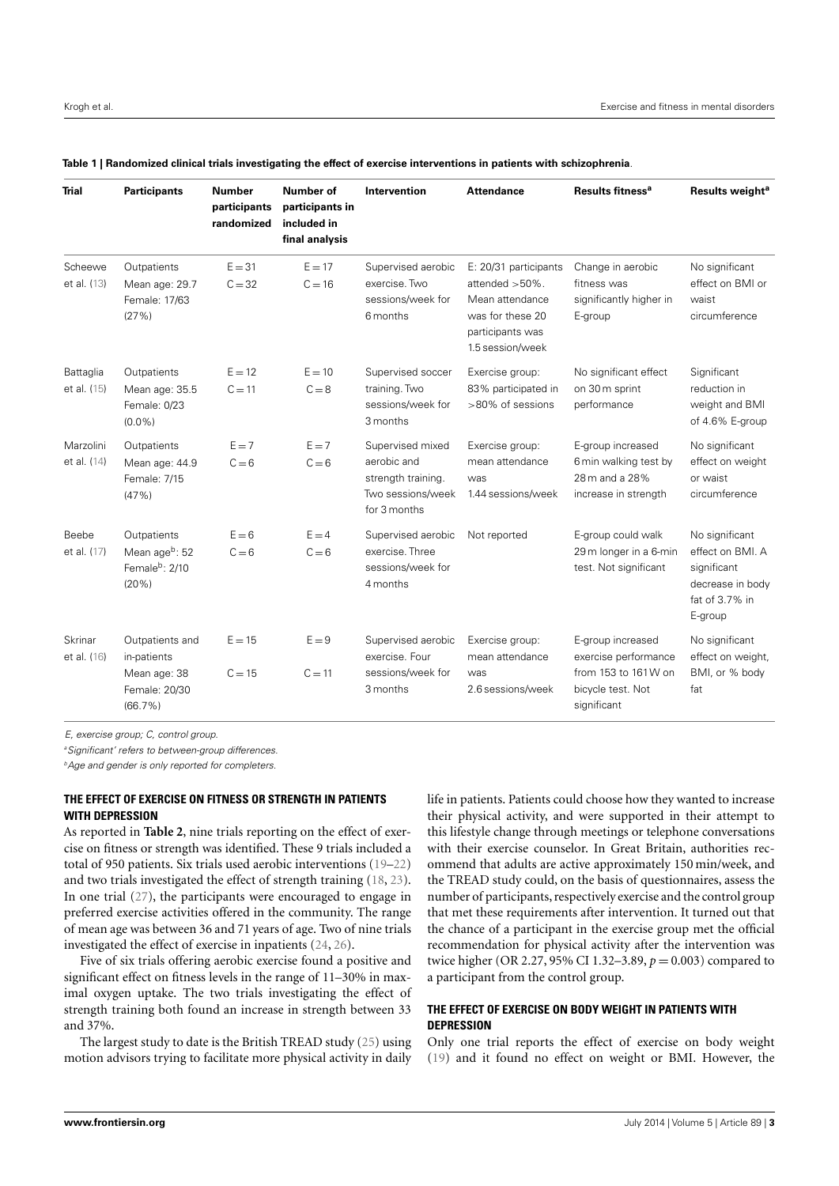**Table 1 | Randomized clinical trials investigating the effect of exercise interventions in patients with schizophrenia.**

| Trial | Participants | Number participants randomized | Number of participants in included in final analysis | Intervention | Attendance | Results fitness[a] | Results weight[a] |
|---|---|---|---|---|---|---|---|
| Scheewe et al. (13) | Outpatients Mean age: 29.7 Female: 17/63 (27%) | E = 31 C = 32 | E = 17 C = 16 | Supervised aerobic exercise. Two sessions/week for 6 months | E: 20/31 participants attended >50%. Mean attendance was for these 20 participants was 1.5 session/week | Change in aerobic fitness was significantly higher in E-group | No significant effect on BMI or waist circumference |
| Battaglia et al. (15) | Outpatients Mean age: 35.5 Female: 0/23 (0.0%) | E = 12 C = 11 | E = 10 C = 8 | Supervised soccer training. Two sessions/week for 3 months | Exercise group: 83% participated in >80% of sessions | No significant effect on 30 m sprint performance | Significant reduction in weight and BMI of 4.6% E-group |
| Marzolini et al. (14) | Outpatients Mean age: 44.9 Female: 7/15 (47%) | E = 7 C = 6 | E = 7 C = 6 | Supervised mixed aerobic and strength training. Two sessions/week for 3 months | Exercise group: mean attendance was 1.44 sessions/week | E-group increased 6 min walking test by 28 m and a 28% increase in strength | No significant effect on weight or waist circumference |
| Beebe et al. (17) | Outpatients Mean age[b]: 52 Female[b]: 2/10 (20%) | E = 6 C = 6 | E = 4 C = 6 | Supervised aerobic exercise. Three sessions/week for 4 months | Not reported | E-group could walk 29 m longer in a 6-min test. Not significant | No significant effect on BMI. A significant decrease in body fat of 3.7% in E-group |
| Skrinar et al. (16) | Outpatients and in-patients Mean age: 38 Female: 20/30 (66.7%) | E = 15 C = 15 | E = 9 C = 11 | Supervised aerobic exercise. Four sessions/week for 3 months | Exercise group: mean attendance was 2.6 sessions/week | E-group increased exercise performance from 153 to 161 W on bicycle test. Not significant | No significant effect on weight, BMI, or % body fat |

*E, exercise group; C, control group.*

*[a]'Significant' refers to between-group differences.*

*[b]Age and gender is only reported for completers.*

### THE EFFECT OF EXERCISE ON FITNESS OR STRENGTH IN PATIENTS WITH DEPRESSION

As reported in **Table 2**, nine trials reporting on the effect of exercise on fitness or strength was identified. These 9 trials included a total of 950 patients. Six trials used aerobic interventions (19–22) and two trials investigated the effect of strength training (18, 23). In one trial (27), the participants were encouraged to engage in preferred exercise activities offered in the community. The range of mean age was between 36 and 71 years of age. Two of nine trials investigated the effect of exercise in inpatients (24, 26).

Five of six trials offering aerobic exercise found a positive and significant effect on fitness levels in the range of 11–30% in maximal oxygen uptake. The two trials investigating the effect of strength training both found an increase in strength between 33 and 37%.

The largest study to date is the British TREAD study (25) using motion advisors trying to facilitate more physical activity in daily life in patients. Patients could choose how they wanted to increase their physical activity, and were supported in their attempt to this lifestyle change through meetings or telephone conversations with their exercise counselor. In Great Britain, authorities recommend that adults are active approximately 150 min/week, and the TREAD study could, on the basis of questionnaires, assess the number of participants, respectively exercise and the control group that met these requirements after intervention. It turned out that the chance of a participant in the exercise group met the official recommendation for physical activity after the intervention was twice higher (OR 2.27, 95% CI 1.32–3.89, $p = 0.003$) compared to a participant from the control group.

### THE EFFECT OF EXERCISE ON BODY WEIGHT IN PATIENTS WITH DEPRESSION

Only one trial reports the effect of exercise on body weight (19) and it found no effect on weight or BMI. However, the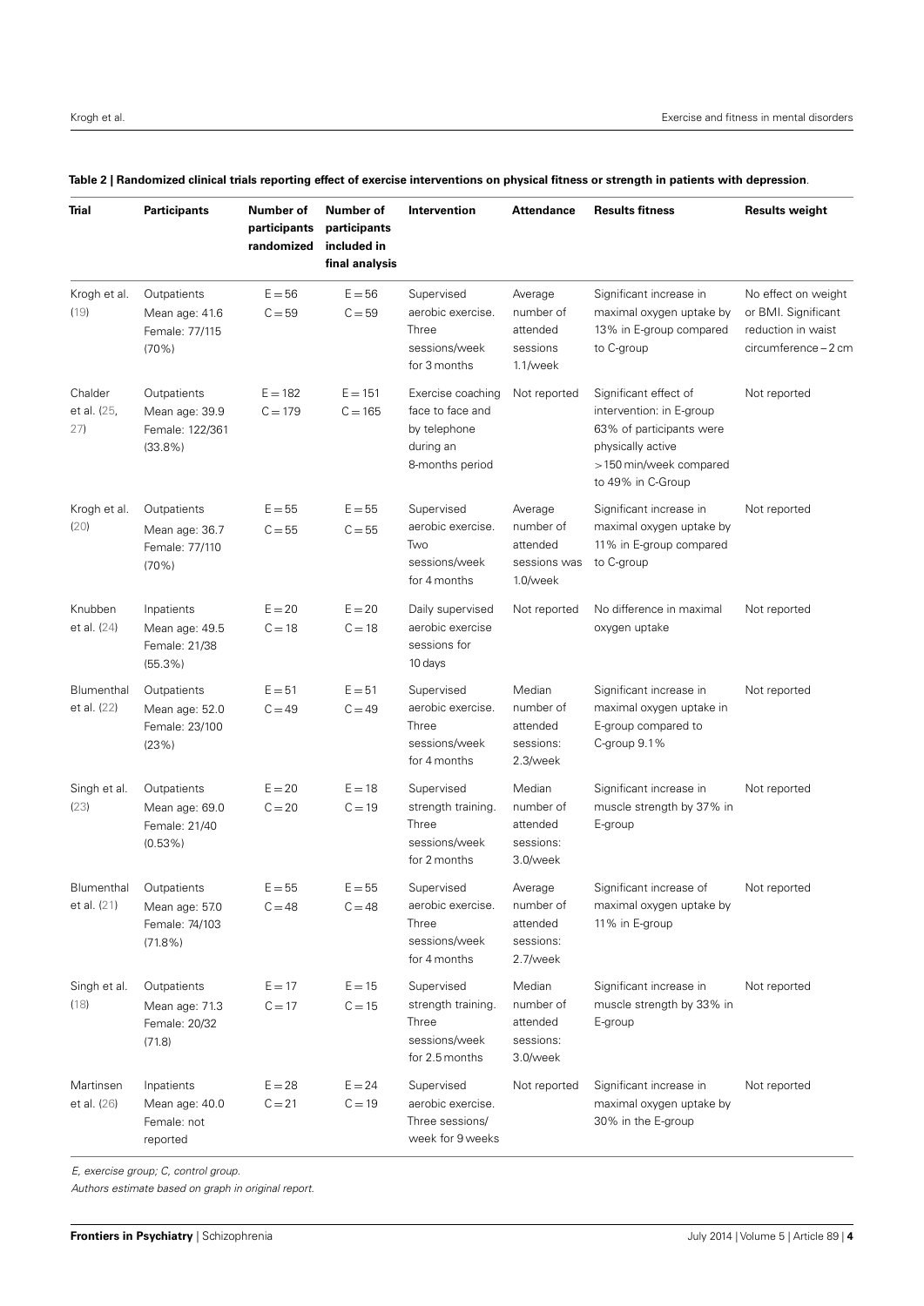**Table 2 | Randomized clinical trials reporting effect of exercise interventions on physical fitness or strength in patients with depression.**

| Trial | Participants | Number of participants randomized | Number of participants included in final analysis | Intervention | Attendance | Results fitness | Results weight |
|---|---|---|---|---|---|---|---|
| Krogh et al. (19) | Outpatients Mean age: 41.6 Female: 77/115 (70%) | E = 56 C = 59 | E = 56 C = 59 | Supervised aerobic exercise. Three sessions/week for 3 months | Average number of attended sessions 1.1/week | Significant increase in maximal oxygen uptake by 13% in E-group compared to C-group | No effect on weight or BMI. Significant reduction in waist circumference – 2 cm |
| Chalder et al. (25, 27) | Outpatients Mean age: 39.9 Female: 122/361 (33.8%) | E = 182 C = 179 | E = 151 C = 165 | Exercise coaching face to face and by telephone during an 8-months period | Not reported | Significant effect of intervention: in E-group 63% of participants were physically active >150 min/week compared to 49% in C-Group | Not reported |
| Krogh et al. (20) | Outpatients Mean age: 36.7 Female: 77/110 (70%) | E = 55 C = 55 | E = 55 C = 55 | Supervised aerobic exercise. Two sessions/week for 4 months | Average number of attended sessions was 1.0/week | Significant increase in maximal oxygen uptake by 11% in E-group compared to C-group | Not reported |
| Knubben et al. (24) | Inpatients Mean age: 49.5 Female: 21/38 (55.3%) | E = 20 C = 18 | E = 20 C = 18 | Daily supervised aerobic exercise sessions for 10 days | Not reported | No difference in maximal oxygen uptake | Not reported |
| Blumenthal et al. (22) | Outpatients Mean age: 52.0 Female: 23/100 (23%) | E = 51 C = 49 | E = 51 C = 49 | Supervised aerobic exercise. Three sessions/week for 4 months | Median number of attended sessions: 2.3/week | Significant increase in maximal oxygen uptake in E-group compared to C-group 9.1% | Not reported |
| Singh et al. (23) | Outpatients Mean age: 69.0 Female: 21/40 (0.53%) | E = 20 C = 20 | E = 18 C = 19 | Supervised strength training. Three sessions/week for 2 months | Median number of attended sessions: 3.0/week | Significant increase in muscle strength by 37% in E-group | Not reported |
| Blumenthal et al. (21) | Outpatients Mean age: 57.0 Female: 74/103 (71.8%) | E = 55 C = 48 | E = 55 C = 48 | Supervised aerobic exercise. Three sessions/week for 4 months | Average number of attended sessions: 2.7/week | Significant increase of maximal oxygen uptake by 11% in E-group | Not reported |
| Singh et al. (18) | Outpatients Mean age: 71.3 Female: 20/32 (71.8) | E = 17 C = 17 | E = 15 C = 15 | Supervised strength training. Three sessions/week for 2.5 months | Median number of attended sessions: 3.0/week | Significant increase in muscle strength by 33% in E-group | Not reported |
| Martinsen et al. (26) | Inpatients Mean age: 40.0 Female: not reported | E = 28 C = 21 | E = 24 C = 19 | Supervised aerobic exercise. Three sessions/ week for 9 weeks | Not reported | Significant increase in maximal oxygen uptake by 30% in the E-group | Not reported |

*E, exercise group; C, control group.*

*Authors estimate based on graph in original report.*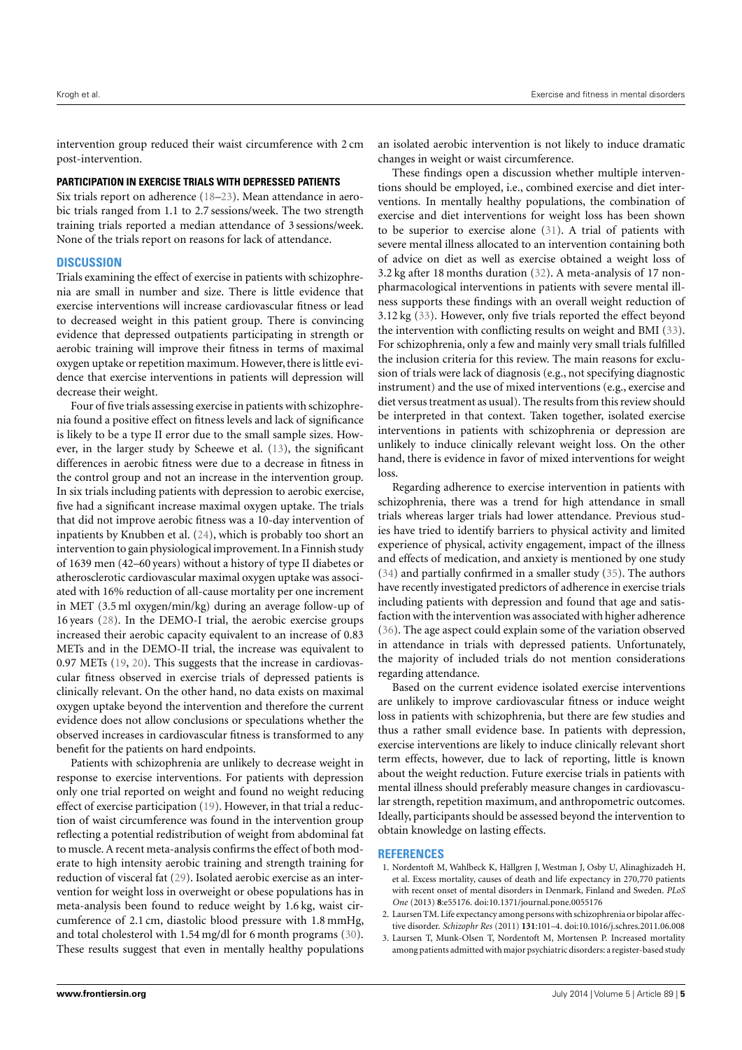intervention group reduced their waist circumference with 2 cm post-intervention.

### PARTICIPATION IN EXERCISE TRIALS WITH DEPRESSED PATIENTS

Six trials report on adherence (18–23). Mean attendance in aerobic trials ranged from 1.1 to 2.7 sessions/week. The two strength training trials reported a median attendance of 3 sessions/week. None of the trials report on reasons for lack of attendance.

## DISCUSSION

Trials examining the effect of exercise in patients with schizophrenia are small in number and size. There is little evidence that exercise interventions will increase cardiovascular fitness or lead to decreased weight in this patient group. There is convincing evidence that depressed outpatients participating in strength or aerobic training will improve their fitness in terms of maximal oxygen uptake or repetition maximum. However, there is little evidence that exercise interventions in patients will depression will decrease their weight.

Four of five trials assessing exercise in patients with schizophrenia found a positive effect on fitness levels and lack of significance is likely to be a type II error due to the small sample sizes. However, in the larger study by Scheewe et al. (13), the significant differences in aerobic fitness were due to a decrease in fitness in the control group and not an increase in the intervention group. In six trials including patients with depression to aerobic exercise, five had a significant increase maximal oxygen uptake. The trials that did not improve aerobic fitness was a 10-day intervention of inpatients by Knubben et al. (24), which is probably too short an intervention to gain physiological improvement. In a Finnish study of 1639 men (42–60 years) without a history of type II diabetes or atherosclerotic cardiovascular maximal oxygen uptake was associated with 16% reduction of all-cause mortality per one increment in MET (3.5 ml oxygen/min/kg) during an average follow-up of 16 years (28). In the DEMO-I trial, the aerobic exercise groups increased their aerobic capacity equivalent to an increase of 0.83 METs and in the DEMO-II trial, the increase was equivalent to 0.97 METs (19, 20). This suggests that the increase in cardiovascular fitness observed in exercise trials of depressed patients is clinically relevant. On the other hand, no data exists on maximal oxygen uptake beyond the intervention and therefore the current evidence does not allow conclusions or speculations whether the observed increases in cardiovascular fitness is transformed to any benefit for the patients on hard endpoints.

Patients with schizophrenia are unlikely to decrease weight in response to exercise interventions. For patients with depression only one trial reported on weight and found no weight reducing effect of exercise participation (19). However, in that trial a reduction of waist circumference was found in the intervention group reflecting a potential redistribution of weight from abdominal fat to muscle. A recent meta-analysis confirms the effect of both moderate to high intensity aerobic training and strength training for reduction of visceral fat (29). Isolated aerobic exercise as an intervention for weight loss in overweight or obese populations has in meta-analysis been found to reduce weight by 1.6 kg, waist circumference of 2.1 cm, diastolic blood pressure with 1.8 mmHg, and total cholesterol with 1.54 mg/dl for 6 month programs (30). These results suggest that even in mentally healthy populations an isolated aerobic intervention is not likely to induce dramatic changes in weight or waist circumference.

These findings open a discussion whether multiple interventions should be employed, i.e., combined exercise and diet interventions. In mentally healthy populations, the combination of exercise and diet interventions for weight loss has been shown to be superior to exercise alone (31). A trial of patients with severe mental illness allocated to an intervention containing both of advice on diet as well as exercise obtained a weight loss of 3.2 kg after 18 months duration (32). A meta-analysis of 17 non-pharmacological interventions in patients with severe mental illness supports these findings with an overall weight reduction of 3.12 kg (33). However, only five trials reported the effect beyond the intervention with conflicting results on weight and BMI (33). For schizophrenia, only a few and mainly very small trials fulfilled the inclusion criteria for this review. The main reasons for exclusion of trials were lack of diagnosis (e.g., not specifying diagnostic instrument) and the use of mixed interventions (e.g., exercise and diet versus treatment as usual). The results from this review should be interpreted in that context. Taken together, isolated exercise interventions in patients with schizophrenia or depression are unlikely to induce clinically relevant weight loss. On the other hand, there is evidence in favor of mixed interventions for weight loss.

Regarding adherence to exercise intervention in patients with schizophrenia, there was a trend for high attendance in small trials whereas larger trials had lower attendance. Previous studies have tried to identify barriers to physical activity and limited experience of physical, activity engagement, impact of the illness and effects of medication, and anxiety is mentioned by one study (34) and partially confirmed in a smaller study (35). The authors have recently investigated predictors of adherence in exercise trials including patients with depression and found that age and satisfaction with the intervention was associated with higher adherence (36). The age aspect could explain some of the variation observed in attendance in trials with depressed patients. Unfortunately, the majority of included trials do not mention considerations regarding attendance.

Based on the current evidence isolated exercise interventions are unlikely to improve cardiovascular fitness or induce weight loss in patients with schizophrenia, but there are few studies and thus a rather small evidence base. In patients with depression, exercise interventions are likely to induce clinically relevant short term effects, however, due to lack of reporting, little is known about the weight reduction. Future exercise trials in patients with mental illness should preferably measure changes in cardiovascular strength, repetition maximum, and anthropometric outcomes. Ideally, participants should be assessed beyond the intervention to obtain knowledge on lasting effects.

## REFERENCES

1. Nordentoft M, Wahlbeck K, Hällgren J, Westman J, Osby U, Alinaghizadeh H, et al. Excess mortality, causes of death and life expectancy in 270,770 patients with recent onset of mental disorders in Denmark, Finland and Sweden. *PLoS One* (2013) **8**:e55176. doi:10.1371/journal.pone.0055176
2. Laursen TM. Life expectancy among persons with schizophrenia or bipolar affective disorder. *Schizophr Res* (2011) **131**:101–4. doi:10.1016/j.schres.2011.06.008
3. Laursen T, Munk-Olsen T, Nordentoft M, Mortensen P. Increased mortality among patients admitted with major psychiatric disorders: a register-based study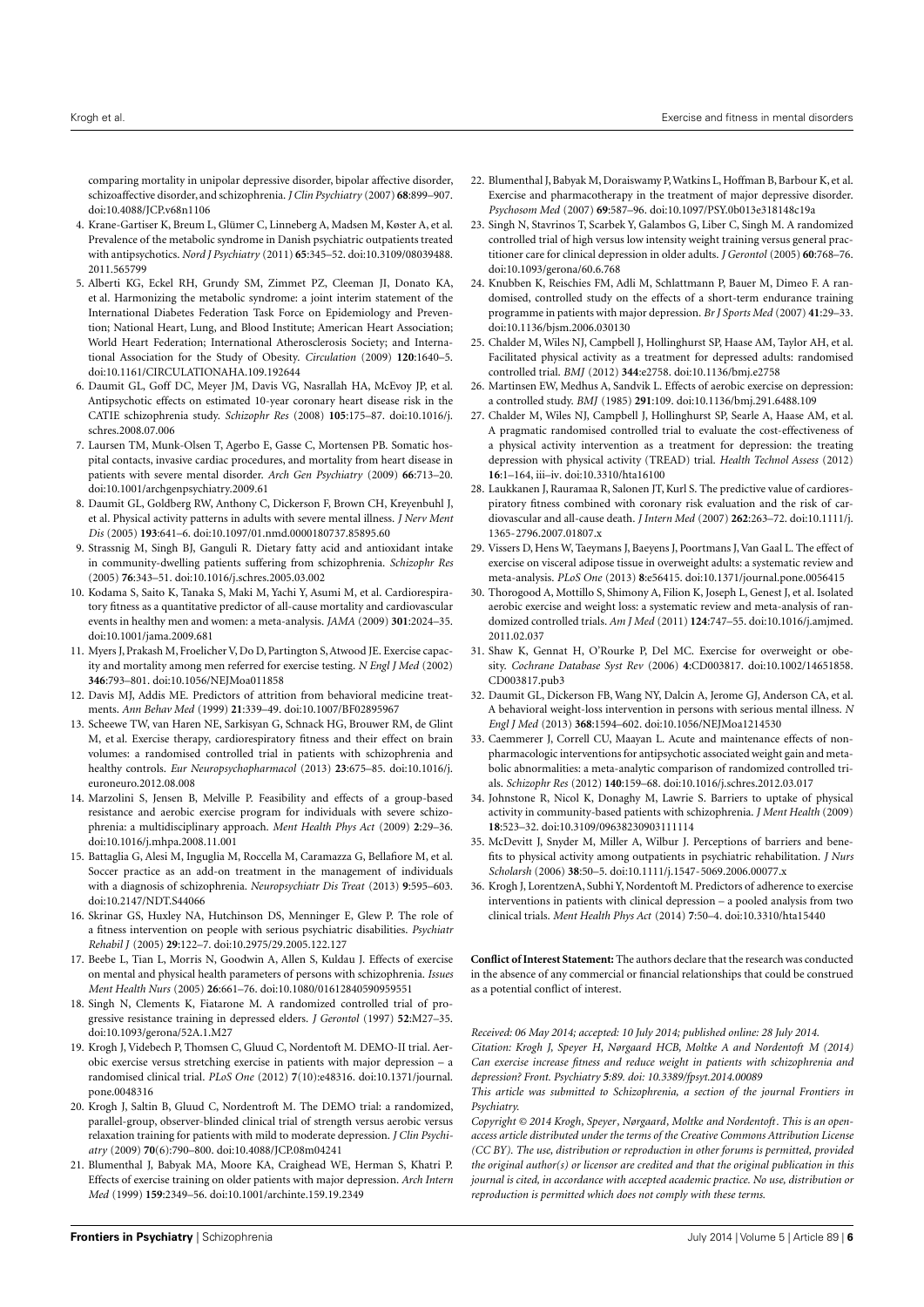comparing mortality in unipolar depressive disorder, bipolar affective disorder, schizoaffective disorder, and schizophrenia. *J Clin Psychiatry* (2007) **68**:899–907. doi:10.4088/JCP.v68n1106

4. Krane-Gartiser K, Breum L, Glümer C, Linneberg A, Madsen M, Køster A, et al. Prevalence of the metabolic syndrome in Danish psychiatric outpatients treated with antipsychotics. *Nord J Psychiatry* (2011) **65**:345–52. doi:10.3109/08039488.2011.565799
5. Alberti KG, Eckel RH, Grundy SM, Zimmet PZ, Cleeman JI, Donato KA, et al. Harmonizing the metabolic syndrome: a joint interim statement of the International Diabetes Federation Task Force on Epidemiology and Prevention; National Heart, Lung, and Blood Institute; American Heart Association; World Heart Federation; International Atherosclerosis Society; and International Association for the Study of Obesity. *Circulation* (2009) **120**:1640–5. doi:10.1161/CIRCULATIONAHA.109.192644
6. Daumit GL, Goff DC, Meyer JM, Davis VG, Nasrallah HA, McEvoy JP, et al. Antipsychotic effects on estimated 10-year coronary heart disease risk in the CATIE schizophrenia study. *Schizophr Res* (2008) **105**:175–87. doi:10.1016/j.schres.2008.07.006
7. Laursen TM, Munk-Olsen T, Agerbo E, Gasse C, Mortensen PB. Somatic hospital contacts, invasive cardiac procedures, and mortality from heart disease in patients with severe mental disorder. *Arch Gen Psychiatry* (2009) **66**:713–20. doi:10.1001/archgenpsychiatry.2009.61
8. Daumit GL, Goldberg RW, Anthony C, Dickerson F, Brown CH, Kreyenbuhl J, et al. Physical activity patterns in adults with severe mental illness. *J Nerv Ment Dis* (2005) **193**:641–6. doi:10.1097/01.nmd.0000180737.85895.60
9. Strassnig M, Singh BJ, Ganguli R. Dietary fatty acid and antioxidant intake in community-dwelling patients suffering from schizophrenia. *Schizophr Res* (2005) **76**:343–51. doi:10.1016/j.schres.2005.03.002
10. Kodama S, Saito K, Tanaka S, Maki M, Yachi Y, Asumi M, et al. Cardiorespiratory fitness as a quantitative predictor of all-cause mortality and cardiovascular events in healthy men and women: a meta-analysis. *JAMA* (2009) **301**:2024–35. doi:10.1001/jama.2009.681
11. Myers J, Prakash M, Froelicher V, Do D, Partington S, Atwood JE. Exercise capacity and mortality among men referred for exercise testing. *N Engl J Med* (2002) **346**:793–801. doi:10.1056/NEJMoa011858
12. Davis MJ, Addis ME. Predictors of attrition from behavioral medicine treatments. *Ann Behav Med* (1999) **21**:339–49. doi:10.1007/BF02895967
13. Scheewe TW, van Haren NE, Sarkisyan G, Schnack HG, Brouwer RM, de Glint M, et al. Exercise therapy, cardiorespiratory fitness and their effect on brain volumes: a randomised controlled trial in patients with schizophrenia and healthy controls. *Eur Neuropsychopharmacol* (2013) **23**:675–85. doi:10.1016/j.euroneuro.2012.08.008
14. Marzolini S, Jensen B, Melville P. Feasibility and effects of a group-based resistance and aerobic exercise program for individuals with severe schizophrenia: a multidisciplinary approach. *Ment Health Phys Act* (2009) **2**:29–36. doi:10.1016/j.mhpa.2008.11.001
15. Battaglia G, Alesi M, Inguglia M, Roccella M, Caramazza G, Bellafiore M, et al. Soccer practice as an add-on treatment in the management of individuals with a diagnosis of schizophrenia. *Neuropsychiatr Dis Treat* (2013) **9**:595–603. doi:10.2147/NDT.S44066
16. Skrinar GS, Huxley NA, Hutchinson DS, Menninger E, Glew P. The role of a fitness intervention on people with serious psychiatric disabilities. *Psychiatr Rehabil J* (2005) **29**:122–7. doi:10.2975/29.2005.122.127
17. Beebe L, Tian L, Morris N, Goodwin A, Allen S, Kuldau J. Effects of exercise on mental and physical health parameters of persons with schizophrenia. *Issues Ment Health Nurs* (2005) **26**:661–76. doi:10.1080/01612840590959551
18. Singh N, Clements K, Fiatarone M. A randomized controlled trial of progressive resistance training in depressed elders. *J Gerontol* (1997) **52**:M27–35. doi:10.1093/gerona/52A.1.M27
19. Krogh J, Videbech P, Thomsen C, Gluud C, Nordentoft M. DEMO-II trial. Aerobic exercise versus stretching exercise in patients with major depression – a randomised clinical trial. *PLoS One* (2012) **7**(10):e48316. doi:10.1371/journal.pone.0048316
20. Krogh J, Saltin B, Gluud C, Nordentoft M. The DEMO trial: a randomized, parallel-group, observer-blinded clinical trial of strength versus aerobic versus relaxation training for patients with mild to moderate depression. *J Clin Psychiatry* (2009) **70**(6):790–800. doi:10.4088/JCP.08m04241
21. Blumenthal J, Babyak MA, Moore KA, Craighead WE, Herman S, Khatri P. Effects of exercise training on older patients with major depression. *Arch Intern Med* (1999) **159**:2349–56. doi:10.1001/archinte.159.19.2349
22. Blumenthal J, Babyak M, Doraiswamy P, Watkins L, Hoffman B, Barbour K, et al. Exercise and pharmacotherapy in the treatment of major depressive disorder. *Psychosom Med* (2007) **69**:587–96. doi:10.1097/PSY.0b013e318148c19a
23. Singh N, Stavrinos T, Scarbek Y, Galambos G, Liber C, Singh M. A randomized controlled trial of high versus low intensity weight training versus general practitioner care for clinical depression in older adults. *J Gerontol* (2005) **60**:768–76. doi:10.1093/gerona/60.6.768
24. Knubben K, Reischies FM, Adli M, Schlattmann P, Bauer M, Dimeo F. A randomised, controlled study on the effects of a short-term endurance training programme in patients with major depression. *Br J Sports Med* (2007) **41**:29–33. doi:10.1136/bjsm.2006.030130
25. Chalder M, Wiles NJ, Campbell J, Hollinghurst SP, Haase AM, Taylor AH, et al. Facilitated physical activity as a treatment for depressed adults: randomised controlled trial. *BMJ* (2012) **344**:e2758. doi:10.1136/bmj.e2758
26. Martinsen EW, Medhus A, Sandvik L. Effects of aerobic exercise on depression: a controlled study. *BMJ* (1985) **291**:109. doi:10.1136/bmj.291.6488.109
27. Chalder M, Wiles NJ, Campbell J, Hollinghurst SP, Searle A, Haase AM, et al. A pragmatic randomised controlled trial to evaluate the cost-effectiveness of a physical activity intervention as a treatment for depression: the treating depression with physical activity (TREAD) trial. *Health Technol Assess* (2012) **16**:1–164, iii–iv. doi:10.3310/hta16100
28. Laukkanen J, Rauramaa R, Salonen JT, Kurl S. The predictive value of cardiorespiratory fitness combined with coronary risk evaluation and the risk of cardiovascular and all-cause death. *J Intern Med* (2007) **262**:263–72. doi:10.1111/j.1365-2796.2007.01807.x
29. Vissers D, Hens W, Taeymans J, Baeyens J, Poortmans J, Van Gaal L. The effect of exercise on visceral adipose tissue in overweight adults: a systematic review and meta-analysis. *PLoS One* (2013) **8**:e56415. doi:10.1371/journal.pone.0056415
30. Thorogood A, Mottillo S, Shimony A, Filion K, Joseph L, Genest J, et al. Isolated aerobic exercise and weight loss: a systematic review and meta-analysis of randomized controlled trials. *Am J Med* (2011) **124**:747–55. doi:10.1016/j.amjmed.2011.02.037
31. Shaw K, Gennat H, O'Rourke P, Del MC. Exercise for overweight or obesity. *Cochrane Database Syst Rev* (2006) **4**:CD003817. doi:10.1002/14651858.CD003817.pub3
32. Daumit GL, Dickerson FB, Wang NY, Dalcin A, Jerome GJ, Anderson CA, et al. A behavioral weight-loss intervention in persons with serious mental illness. *N Engl J Med* (2013) **368**:1594–602. doi:10.1056/NEJMoa1214530
33. Caemmerer J, Correll CU, Maayan L. Acute and maintenance effects of non-pharmacologic interventions for antipsychotic associated weight gain and metabolic abnormalities: a meta-analytic comparison of randomized controlled trials. *Schizophr Res* (2012) **140**:159–68. doi:10.1016/j.schres.2012.03.017
34. Johnstone R, Nicol K, Donaghy M, Lawrie S. Barriers to uptake of physical activity in community-based patients with schizophrenia. *J Ment Health* (2009) **18**:523–32. doi:10.3109/09638230903111114
35. McDevitt J, Snyder M, Miller A, Wilbur J. Perceptions of barriers and benefits to physical activity among outpatients in psychiatric rehabilitation. *J Nurs Scholarsh* (2006) **38**:50–5. doi:10.1111/j.1547-5069.2006.00077.x
36. Krogh J, LorentzenA, Subhi Y, Nordentoft M. Predictors of adherence to exercise interventions in patients with clinical depression – a pooled analysis from two clinical trials. *Ment Health Phys Act* (2014) **7**:50–4. doi:10.3310/hta15440

**Conflict of Interest Statement:** The authors declare that the research was conducted in the absence of any commercial or financial relationships that could be construed as a potential conflict of interest.

*Received: 06 May 2014; accepted: 10 July 2014; published online: 28 July 2014.*

*Citation: Krogh J, Speyer H, Nørgaard HCB, Moltke A and Nordentoft M (2014) Can exercise increase fitness and reduce weight in patients with schizophrenia and depression? Front. Psychiatry 5:89. doi: 10.3389/fpsyt.2014.00089*

*This article was submitted to Schizophrenia, a section of the journal Frontiers in Psychiatry.*

*Copyright © 2014 Krogh, Speyer, Nørgaard, Moltke and Nordentoft. This is an open-access article distributed under the terms of the Creative Commons Attribution License (CC BY). The use, distribution or reproduction in other forums is permitted, provided the original author(s) or licensor are credited and that the original publication in this journal is cited, in accordance with accepted academic practice. No use, distribution or reproduction is permitted which does not comply with these terms.*